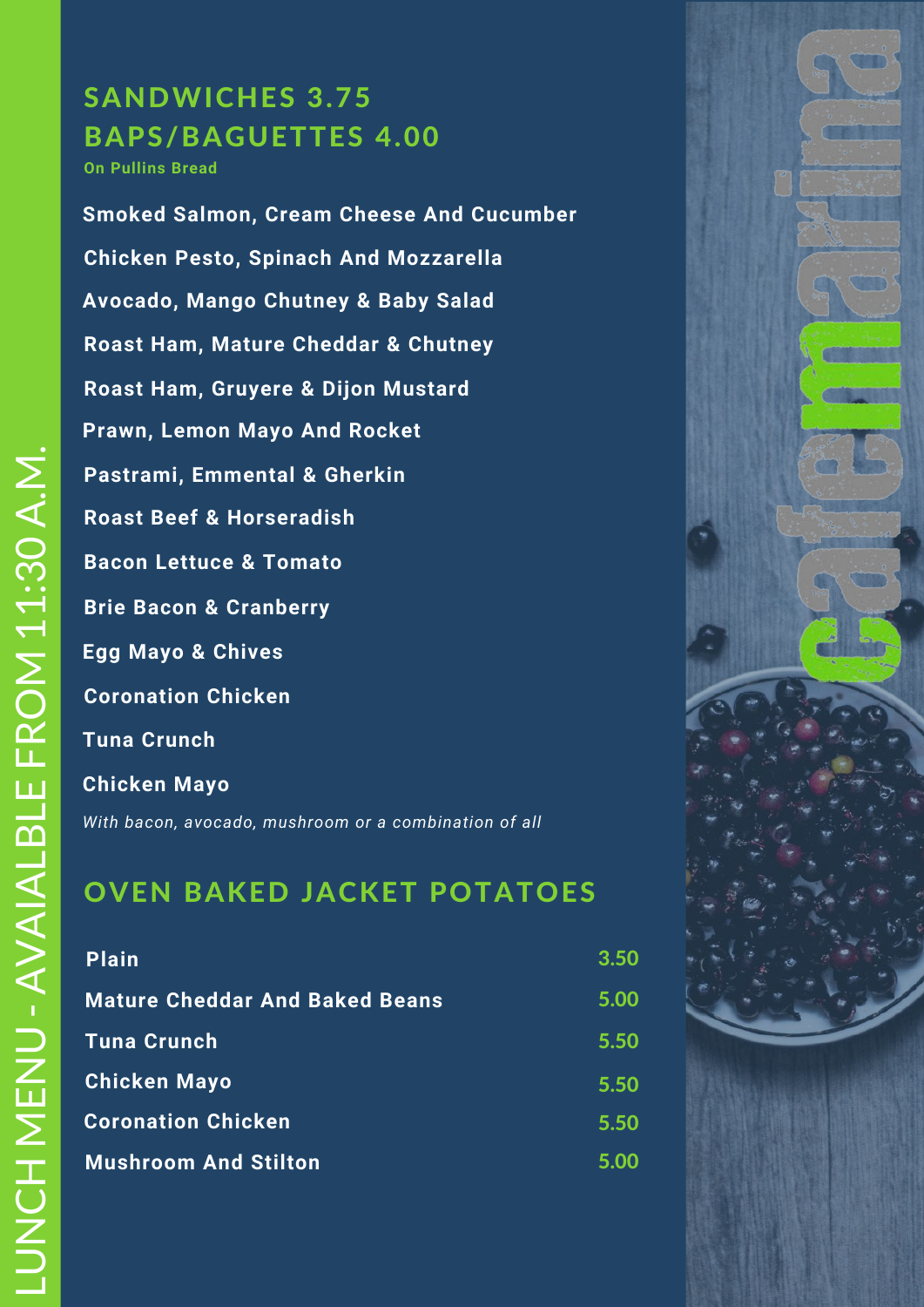LUNCH MENU - AVAIALBLE FROM 11:30 A.M.

# cafemaria

## SANDWICHES 3.75
## BAPS/BAGUETTES 4.00

**On Pullins Bread**

**Smoked Salmon, Cream Cheese And Cucumber**

**Chicken Pesto, Spinach And Mozzarella**

**Avocado, Mango Chutney & Baby Salad**

**Roast Ham, Mature Cheddar & Chutney**

**Roast Ham, Gruyere & Dijon Mustard**

**Prawn, Lemon Mayo And Rocket**

**Pastrami, Emmental & Gherkin**

**Roast Beef & Horseradish**

**Bacon Lettuce & Tomato**

**Brie Bacon & Cranberry**

**Egg Mayo & Chives**

**Coronation Chicken**

**Tuna Crunch**

**Chicken Mayo**

*With bacon, avocado, mushroom or a combination of all*

## OVEN BAKED JACKET POTATOES

| Item | Price |
|---|---|
| **Plain** | 3.50 |
| **Mature Cheddar And Baked Beans** | 5.00 |
| **Tuna Crunch** | 5.50 |
| **Chicken Mayo** | 5.50 |
| **Coronation Chicken** | 5.50 |
| **Mushroom And Stilton** | 5.00 |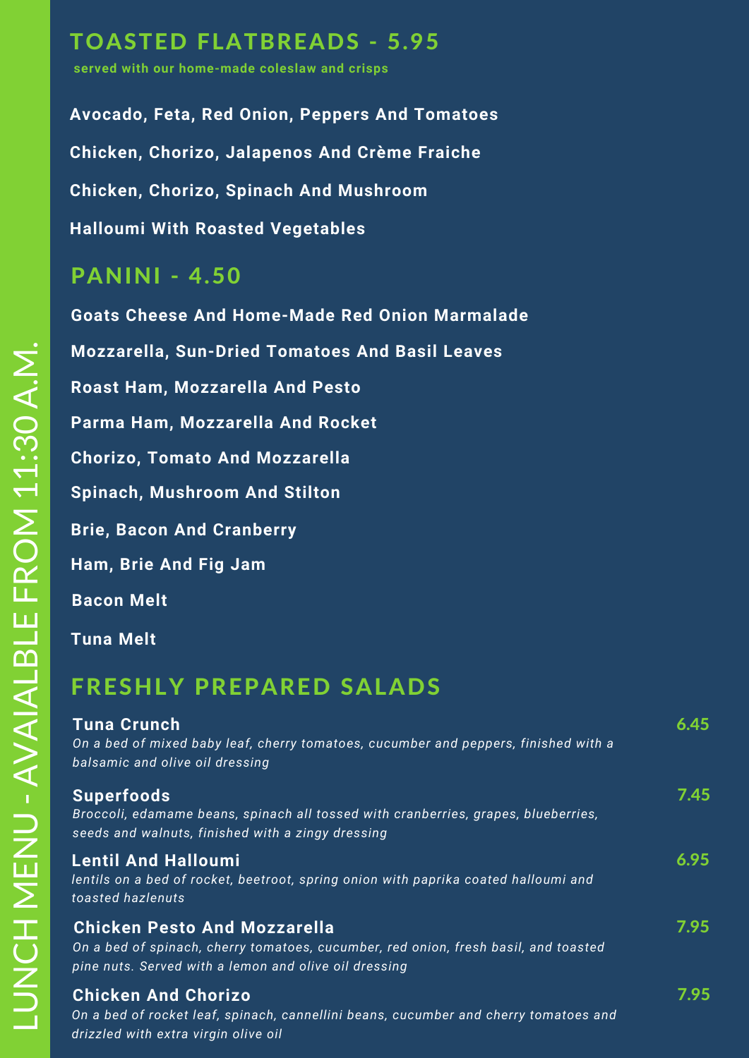# LUNCH MENU - AVAIALBLE FROM 11:30 A.M.

## TOASTED FLATBREADS - 5.95

**served with our home-made coleslaw and crisps**

**Avocado, Feta, Red Onion, Peppers And Tomatoes**

**Chicken, Chorizo, Jalapenos And Crème Fraiche**

**Chicken, Chorizo, Spinach And Mushroom**

**Halloumi With Roasted Vegetables**

## PANINI - 4.50

**Goats Cheese And Home-Made Red Onion Marmalade**

**Mozzarella, Sun-Dried Tomatoes And Basil Leaves**

**Roast Ham, Mozzarella And Pesto**

**Parma Ham, Mozzarella And Rocket**

**Chorizo, Tomato And Mozzarella**

**Spinach, Mushroom And Stilton**

**Brie, Bacon And Cranberry**

**Ham, Brie And Fig Jam**

**Bacon Melt**

**Tuna Melt**

## FRESHLY PREPARED SALADS

**Tuna Crunch** — 6.45

*On a bed of mixed baby leaf, cherry tomatoes, cucumber and peppers, finished with a balsamic and olive oil dressing*

**Superfoods** — 7.45

*Broccoli, edamame beans, spinach all tossed with cranberries, grapes, blueberries, seeds and walnuts, finished with a zingy dressing*

**Lentil And Halloumi** — 6.95

*lentils on a bed of rocket, beetroot, spring onion with paprika coated halloumi and toasted hazlenuts*

**Chicken Pesto And Mozzarella** — 7.95

*On a bed of spinach, cherry tomatoes, cucumber, red onion, fresh basil, and toasted pine nuts. Served with a lemon and olive oil dressing*

**Chicken And Chorizo** — 7.95

*On a bed of rocket leaf, spinach, cannellini beans, cucumber and cherry tomatoes and drizzled with extra virgin olive oil*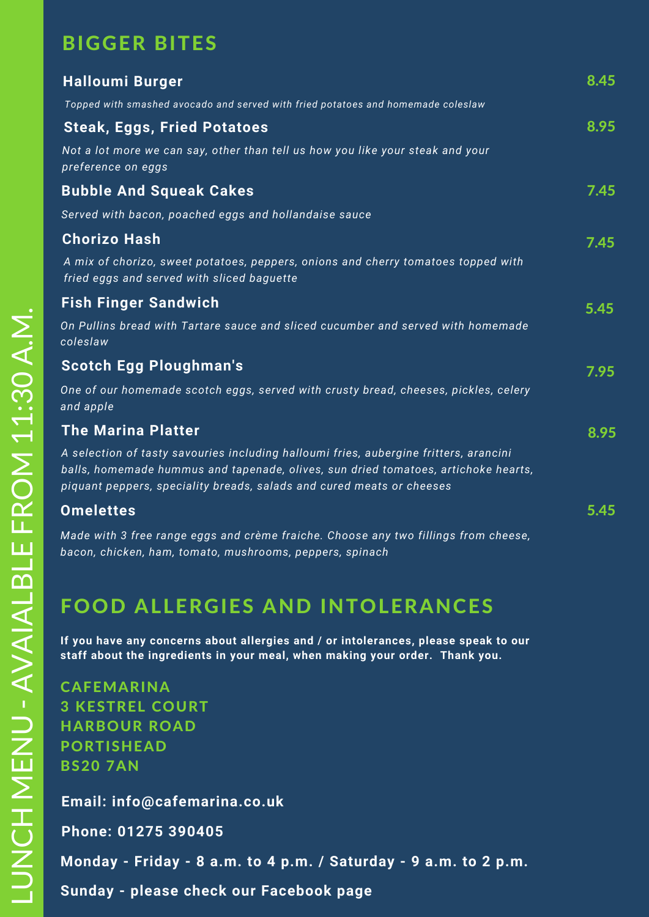LUNCH MENU - AVAIALBLE FROM 11:30 A.M.

## BIGGER BITES

**Halloumi Burger** 8.45

*Topped with smashed avocado and served with fried potatoes and homemade coleslaw*

**Steak, Eggs, Fried Potatoes** 8.95

*Not a lot more we can say, other than tell us how you like your steak and your preference on eggs*

**Bubble And Squeak Cakes** 7.45

*Served with bacon, poached eggs and hollandaise sauce*

**Chorizo Hash** 7.45

*A mix of chorizo, sweet potatoes, peppers, onions and cherry tomatoes topped with fried eggs and served with sliced baguette*

**Fish Finger Sandwich** 5.45

*On Pullins bread with Tartare sauce and sliced cucumber and served with homemade coleslaw*

**Scotch Egg Ploughman's** 7.95

*One of our homemade scotch eggs, served with crusty bread, cheeses, pickles, celery and apple*

**The Marina Platter** 8.95

*A selection of tasty savouries including halloumi fries, aubergine fritters, arancini balls, homemade hummus and tapenade, olives, sun dried tomatoes, artichoke hearts, piquant peppers, speciality breads, salads and cured meats or cheeses*

**Omelettes** 5.45

*Made with 3 free range eggs and crème fraiche. Choose any two fillings from cheese, bacon, chicken, ham, tomato, mushrooms, peppers, spinach*

## FOOD ALLERGIES AND INTOLERANCES

**If you have any concerns about allergies and / or intolerances, please speak to our staff about the ingredients in your meal, when making your order. Thank you.**

CAFEMARINA
3 KESTREL COURT
HARBOUR ROAD
PORTISHEAD
BS20 7AN

**Email: info@cafemarina.co.uk**

**Phone: 01275 390405**

**Monday - Friday - 8 a.m. to 4 p.m. / Saturday - 9 a.m. to 2 p.m.**

**Sunday - please check our Facebook page**